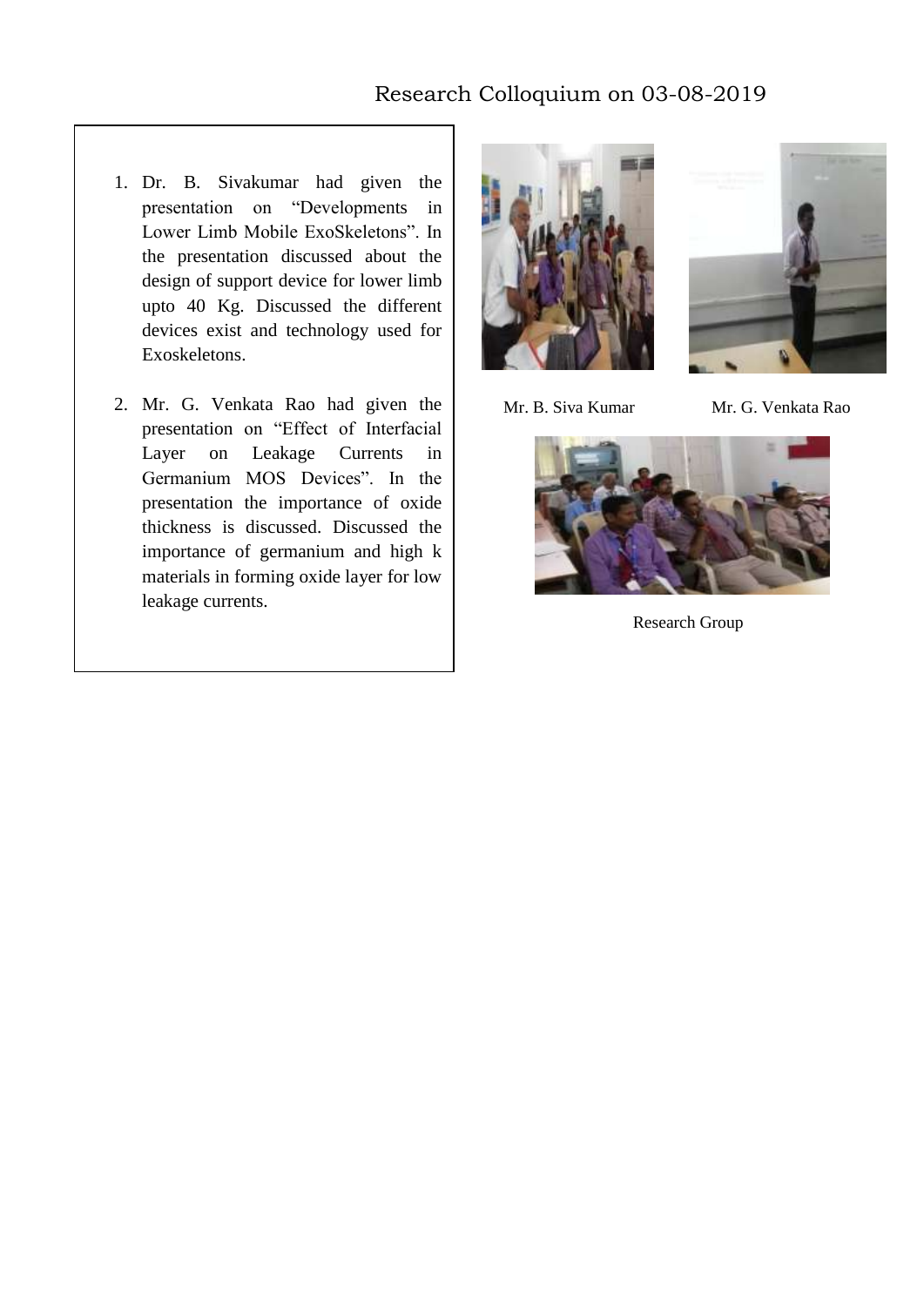# Research Colloquium on 03-08-2019

1. Dr. B. Sivakumar had given the presentation on "Developments in Lower Limb Mobile ExoSkeletons". In the presentation discussed about the design of support device for lower limb upto 40 Kg. Discussed the different devices exist and technology used for Exoskeletons.

2. Mr. G. Venkata Rao had given the presentation on "Effect of Interfacial Layer on Leakage Currents in Germanium MOS Devices". In the presentation the importance of oxide thickness is discussed. Discussed the importance of germanium and high k materials in forming oxide layer for low leakage currents.

Mr. B. Siva Kumar

Mr. G. Venkata Rao

Research Group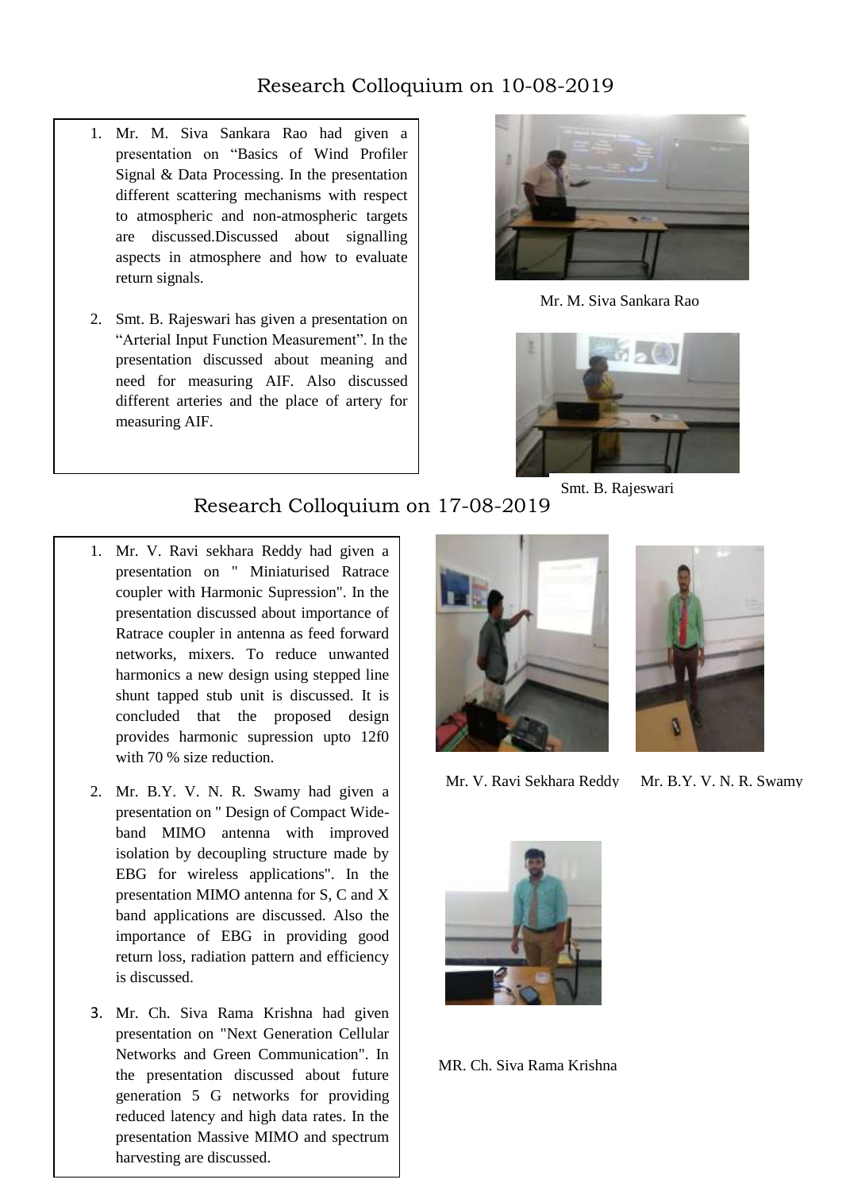## Research Colloquium on 10-08-2019

1. Mr. M. Siva Sankara Rao had given a presentation on “Basics of Wind Profiler Signal & Data Processing. In the presentation different scattering mechanisms with respect to atmospheric and non-atmospheric targets are discussed.Discussed about signalling aspects in atmosphere and how to evaluate return signals.

2. Smt. B. Rajeswari has given a presentation on “Arterial Input Function Measurement”. In the presentation discussed about meaning and need for measuring AIF. Also discussed different arteries and the place of artery for measuring AIF.

Mr. M. Siva Sankara Rao

Smt. B. Rajeswari

## Research Colloquium on 17-08-2019

1. Mr. V. Ravi sekhara Reddy had given a presentation on " Miniaturised Ratrace coupler with Harmonic Supression". In the presentation discussed about importance of Ratrace coupler in antenna as feed forward networks, mixers. To reduce unwanted harmonics a new design using stepped line shunt tapped stub unit is discussed. It is concluded that the proposed design provides harmonic supression upto 12f0 with 70 % size reduction.

2. Mr. B.Y. V. N. R. Swamy had given a presentation on " Design of Compact Wide-band MIMO antenna with improved isolation by decoupling structure made by EBG for wireless applications". In the presentation MIMO antenna for S, C and X band applications are discussed. Also the importance of EBG in providing good return loss, radiation pattern and efficiency is discussed.

3. Mr. Ch. Siva Rama Krishna had given presentation on "Next Generation Cellular Networks and Green Communication". In the presentation discussed about future generation 5 G networks for providing reduced latency and high data rates. In the presentation Massive MIMO and spectrum harvesting are discussed.

Mr. V. Ravi Sekhara Reddy

Mr. B.Y. V. N. R. Swamy

MR. Ch. Siva Rama Krishna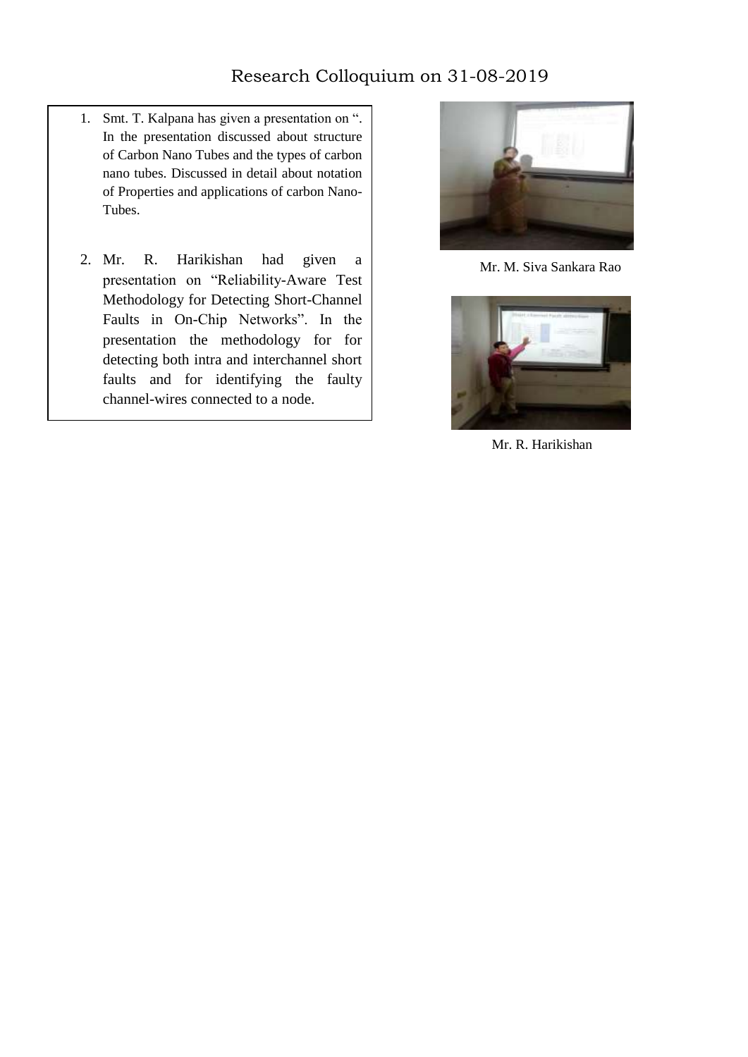# Research Colloquium on 31-08-2019

1. Smt. T. Kalpana has given a presentation on ". In the presentation discussed about structure of Carbon Nano Tubes and the types of carbon nano tubes. Discussed in detail about notation of Properties and applications of carbon Nano-Tubes.

2. Mr. R. Harikishan had given a presentation on "Reliability-Aware Test Methodology for Detecting Short-Channel Faults in On-Chip Networks". In the presentation the methodology for for detecting both intra and interchannel short faults and for identifying the faulty channel-wires connected to a node.

Mr. M. Siva Sankara Rao

Mr. R. Harikishan